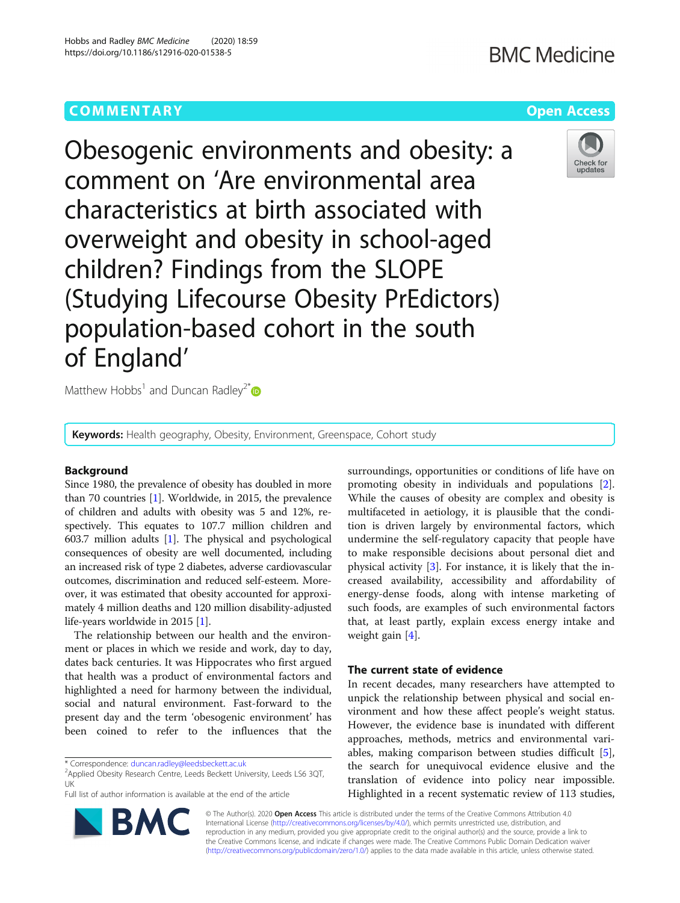COMMENTARY

Open Access

# Obesogenic environments and obesity: a comment on 'Are environmental area characteristics at birth associated with overweight and obesity in school-aged children? Findings from the SLOPE (Studying Lifecourse Obesity PrEdictors) population-based cohort in the south of England'

Matthew Hobbs[1] and Duncan Radley[2*]

**Keywords:** Health geography, Obesity, Environment, Greenspace, Cohort study

## Background

Since 1980, the prevalence of obesity has doubled in more than 70 countries [1]. Worldwide, in 2015, the prevalence of children and adults with obesity was 5 and 12%, respectively. This equates to 107.7 million children and 603.7 million adults [1]. The physical and psychological consequences of obesity are well documented, including an increased risk of type 2 diabetes, adverse cardiovascular outcomes, discrimination and reduced self-esteem. Moreover, it was estimated that obesity accounted for approximately 4 million deaths and 120 million disability-adjusted life-years worldwide in 2015 [1].

The relationship between our health and the environment or places in which we reside and work, day to day, dates back centuries. It was Hippocrates who first argued that health was a product of environmental factors and highlighted a need for harmony between the individual, social and natural environment. Fast-forward to the present day and the term 'obesogenic environment' has been coined to refer to the influences that the surroundings, opportunities or conditions of life have on promoting obesity in individuals and populations [2]. While the causes of obesity are complex and obesity is multifaceted in aetiology, it is plausible that the condition is driven largely by environmental factors, which undermine the self-regulatory capacity that people have to make responsible decisions about personal diet and physical activity [3]. For instance, it is likely that the increased availability, accessibility and affordability of energy-dense foods, along with intense marketing of such foods, are examples of such environmental factors that, at least partly, explain excess energy intake and weight gain [4].

## The current state of evidence

In recent decades, many researchers have attempted to unpick the relationship between physical and social environment and how these affect people's weight status. However, the evidence base is inundated with different approaches, methods, metrics and environmental variables, making comparison between studies difficult [5], the search for unequivocal evidence elusive and the translation of evidence into policy near impossible. Highlighted in a recent systematic review of 113 studies,

\* Correspondence: duncan.radley@leedsbeckett.ac.uk
[2] Applied Obesity Research Centre, Leeds Beckett University, Leeds LS6 3QT, UK
Full list of author information is available at the end of the article

© The Author(s). 2020 **Open Access** This article is distributed under the terms of the Creative Commons Attribution 4.0 International License (http://creativecommons.org/licenses/by/4.0/), which permits unrestricted use, distribution, and reproduction in any medium, provided you give appropriate credit to the original author(s) and the source, provide a link to the Creative Commons license, and indicate if changes were made. The Creative Commons Public Domain Dedication waiver (http://creativecommons.org/publicdomain/zero/1.0/) applies to the data made available in this article, unless otherwise stated.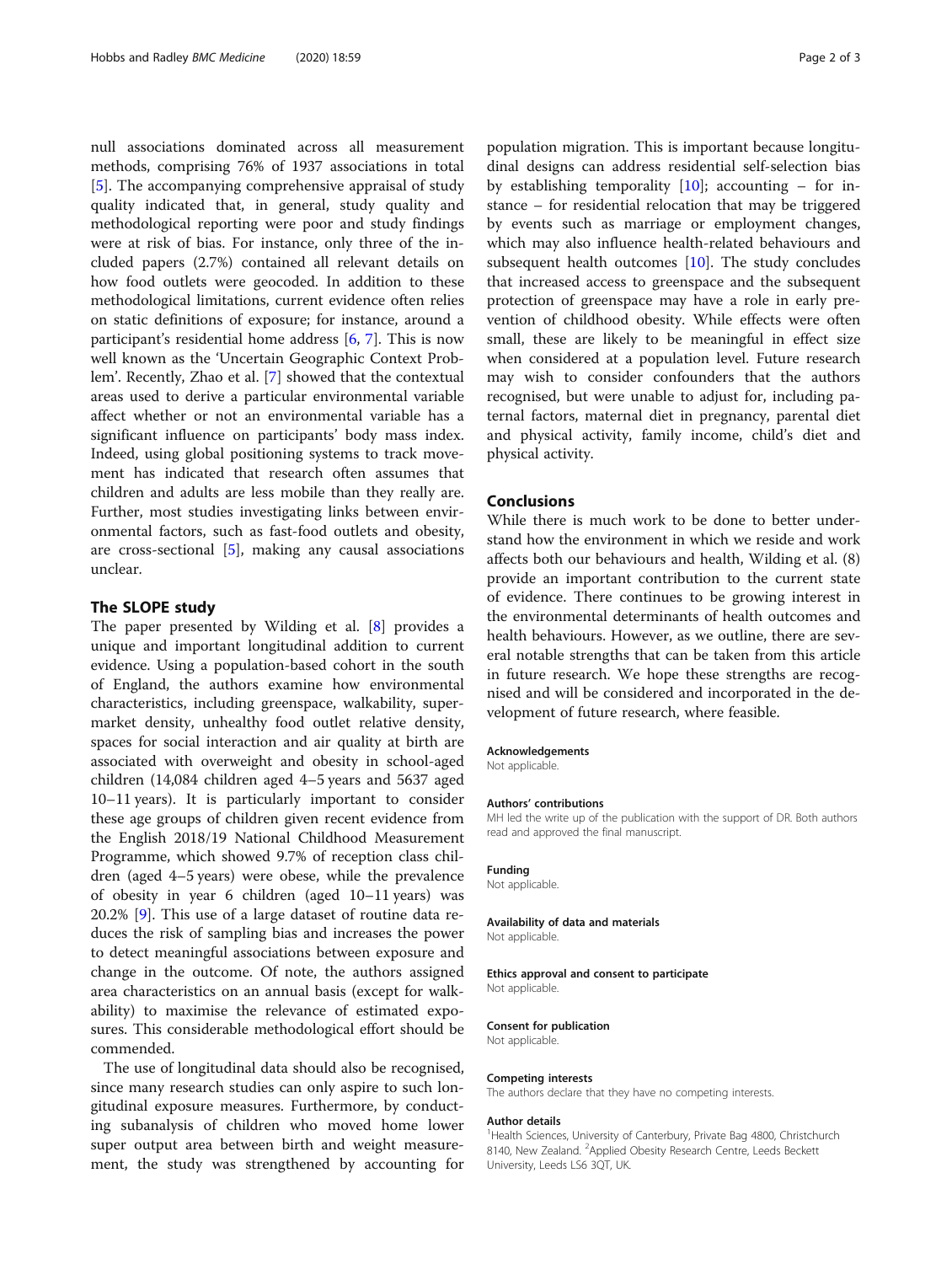null associations dominated across all measurement methods, comprising 76% of 1937 associations in total [5]. The accompanying comprehensive appraisal of study quality indicated that, in general, study quality and methodological reporting were poor and study findings were at risk of bias. For instance, only three of the included papers (2.7%) contained all relevant details on how food outlets were geocoded. In addition to these methodological limitations, current evidence often relies on static definitions of exposure; for instance, around a participant's residential home address [6, 7]. This is now well known as the 'Uncertain Geographic Context Problem'. Recently, Zhao et al. [7] showed that the contextual areas used to derive a particular environmental variable affect whether or not an environmental variable has a significant influence on participants' body mass index. Indeed, using global positioning systems to track movement has indicated that research often assumes that children and adults are less mobile than they really are. Further, most studies investigating links between environmental factors, such as fast-food outlets and obesity, are cross-sectional [5], making any causal associations unclear.

## The SLOPE study

The paper presented by Wilding et al. [8] provides a unique and important longitudinal addition to current evidence. Using a population-based cohort in the south of England, the authors examine how environmental characteristics, including greenspace, walkability, supermarket density, unhealthy food outlet relative density, spaces for social interaction and air quality at birth are associated with overweight and obesity in school-aged children (14,084 children aged 4–5 years and 5637 aged 10–11 years). It is particularly important to consider these age groups of children given recent evidence from the English 2018/19 National Childhood Measurement Programme, which showed 9.7% of reception class children (aged 4–5 years) were obese, while the prevalence of obesity in year 6 children (aged 10–11 years) was 20.2% [9]. This use of a large dataset of routine data reduces the risk of sampling bias and increases the power to detect meaningful associations between exposure and change in the outcome. Of note, the authors assigned area characteristics on an annual basis (except for walkability) to maximise the relevance of estimated exposures. This considerable methodological effort should be commended.

The use of longitudinal data should also be recognised, since many research studies can only aspire to such longitudinal exposure measures. Furthermore, by conducting subanalysis of children who moved home lower super output area between birth and weight measurement, the study was strengthened by accounting for population migration. This is important because longitudinal designs can address residential self-selection bias by establishing temporality [10]; accounting – for instance – for residential relocation that may be triggered by events such as marriage or employment changes, which may also influence health-related behaviours and subsequent health outcomes [10]. The study concludes that increased access to greenspace and the subsequent protection of greenspace may have a role in early prevention of childhood obesity. While effects were often small, these are likely to be meaningful in effect size when considered at a population level. Future research may wish to consider confounders that the authors recognised, but were unable to adjust for, including paternal factors, maternal diet in pregnancy, parental diet and physical activity, family income, child's diet and physical activity.

## Conclusions

While there is much work to be done to better understand how the environment in which we reside and work affects both our behaviours and health, Wilding et al. (8) provide an important contribution to the current state of evidence. There continues to be growing interest in the environmental determinants of health outcomes and health behaviours. However, as we outline, there are several notable strengths that can be taken from this article in future research. We hope these strengths are recognised and will be considered and incorporated in the development of future research, where feasible.

#### Acknowledgements

Not applicable.

#### Authors' contributions

MH led the write up of the publication with the support of DR. Both authors read and approved the final manuscript.

#### Funding

Not applicable.

#### Availability of data and materials

Not applicable.

#### Ethics approval and consent to participate

Not applicable.

#### Consent for publication

Not applicable.

#### Competing interests

The authors declare that they have no competing interests.

#### Author details

[1]Health Sciences, University of Canterbury, Private Bag 4800, Christchurch 8140, New Zealand. [2]Applied Obesity Research Centre, Leeds Beckett University, Leeds LS6 3QT, UK.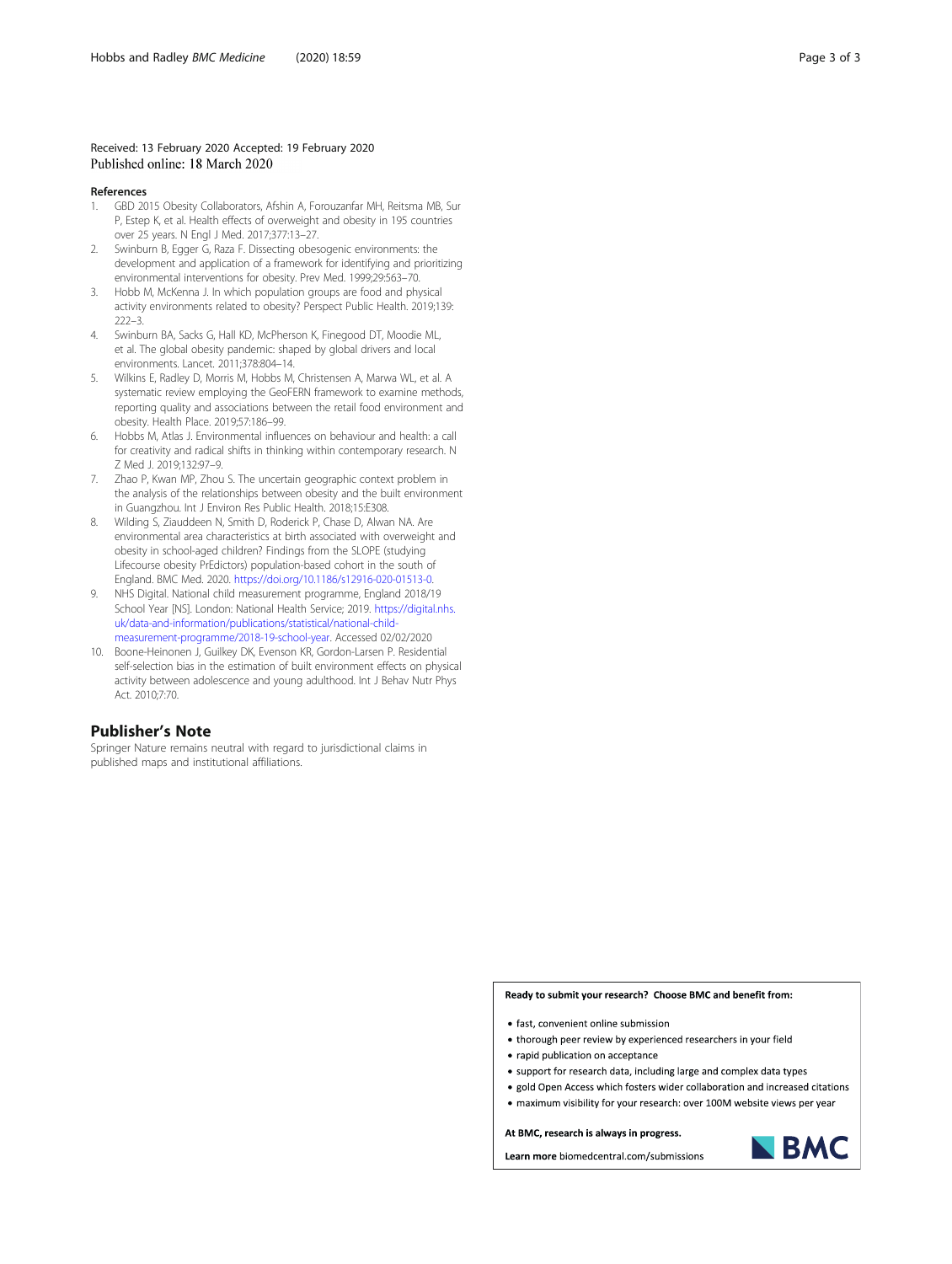Received: 13 February 2020 Accepted: 19 February 2020
Published online: 18 March 2020

## References

1. GBD 2015 Obesity Collaborators, Afshin A, Forouzanfar MH, Reitsma MB, Sur P, Estep K, et al. Health effects of overweight and obesity in 195 countries over 25 years. N Engl J Med. 2017;377:13–27.
2. Swinburn B, Egger G, Raza F. Dissecting obesogenic environments: the development and application of a framework for identifying and prioritizing environmental interventions for obesity. Prev Med. 1999;29:563–70.
3. Hobb M, McKenna J. In which population groups are food and physical activity environments related to obesity? Perspect Public Health. 2019;139:222–3.
4. Swinburn BA, Sacks G, Hall KD, McPherson K, Finegood DT, Moodie ML, et al. The global obesity pandemic: shaped by global drivers and local environments. Lancet. 2011;378:804–14.
5. Wilkins E, Radley D, Morris M, Hobbs M, Christensen A, Marwa WL, et al. A systematic review employing the GeoFERN framework to examine methods, reporting quality and associations between the retail food environment and obesity. Health Place. 2019;57:186–99.
6. Hobbs M, Atlas J. Environmental influences on behaviour and health: a call for creativity and radical shifts in thinking within contemporary research. N Z Med J. 2019;132:97–9.
7. Zhao P, Kwan MP, Zhou S. The uncertain geographic context problem in the analysis of the relationships between obesity and the built environment in Guangzhou. Int J Environ Res Public Health. 2018;15:E308.
8. Wilding S, Ziauddeen N, Smith D, Roderick P, Chase D, Alwan NA. Are environmental area characteristics at birth associated with overweight and obesity in school-aged children? Findings from the SLOPE (studying Lifecourse obesity PrEdictors) population-based cohort in the south of England. BMC Med. 2020. https://doi.org/10.1186/s12916-020-01513-0.
9. NHS Digital. National child measurement programme, England 2018/19 School Year [NS]. London: National Health Service; 2019. https://digital.nhs.uk/data-and-information/publications/statistical/national-child-measurement-programme/2018-19-school-year. Accessed 02/02/2020
10. Boone-Heinonen J, Guilkey DK, Evenson KR, Gordon-Larsen P. Residential self-selection bias in the estimation of built environment effects on physical activity between adolescence and young adulthood. Int J Behav Nutr Phys Act. 2010;7:70.

## Publisher's Note

Springer Nature remains neutral with regard to jurisdictional claims in published maps and institutional affiliations.

**Ready to submit your research? Choose BMC and benefit from:**

- fast, convenient online submission
- thorough peer review by experienced researchers in your field
- rapid publication on acceptance
- support for research data, including large and complex data types
- gold Open Access which fosters wider collaboration and increased citations
- maximum visibility for your research: over 100M website views per year

**At BMC, research is always in progress.**

**Learn more** biomedcentral.com/submissions